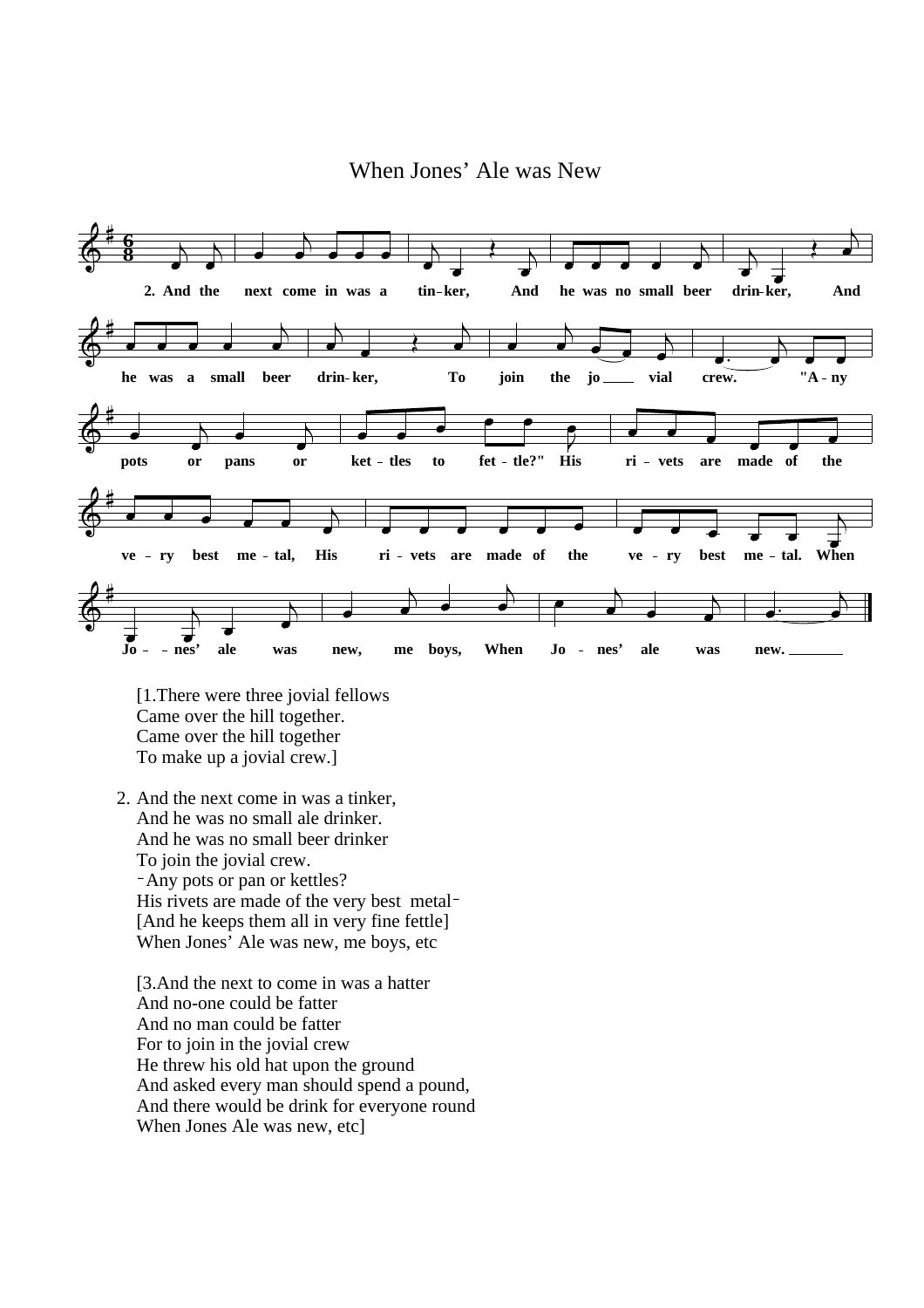# When Jones' Ale was New

[1.There were three jovial fellows
Came over the hill together.
Came over the hill together
To make up a jovial crew.]

2. And the next come in was a tinker,
And he was no small ale drinker.
And he was no small beer drinker
To join the jovial crew.
–Any pots or pan or kettles?
His rivets are made of the very best metal–
[And he keeps them all in very fine fettle]
When Jones' Ale was new, me boys, etc

[3.And the next to come in was a hatter
And no-one could be fatter
And no man could be fatter
For to join in the jovial crew
He threw his old hat upon the ground
And asked every man should spend a pound,
And there would be drink for everyone round
When Jones Ale was new, etc]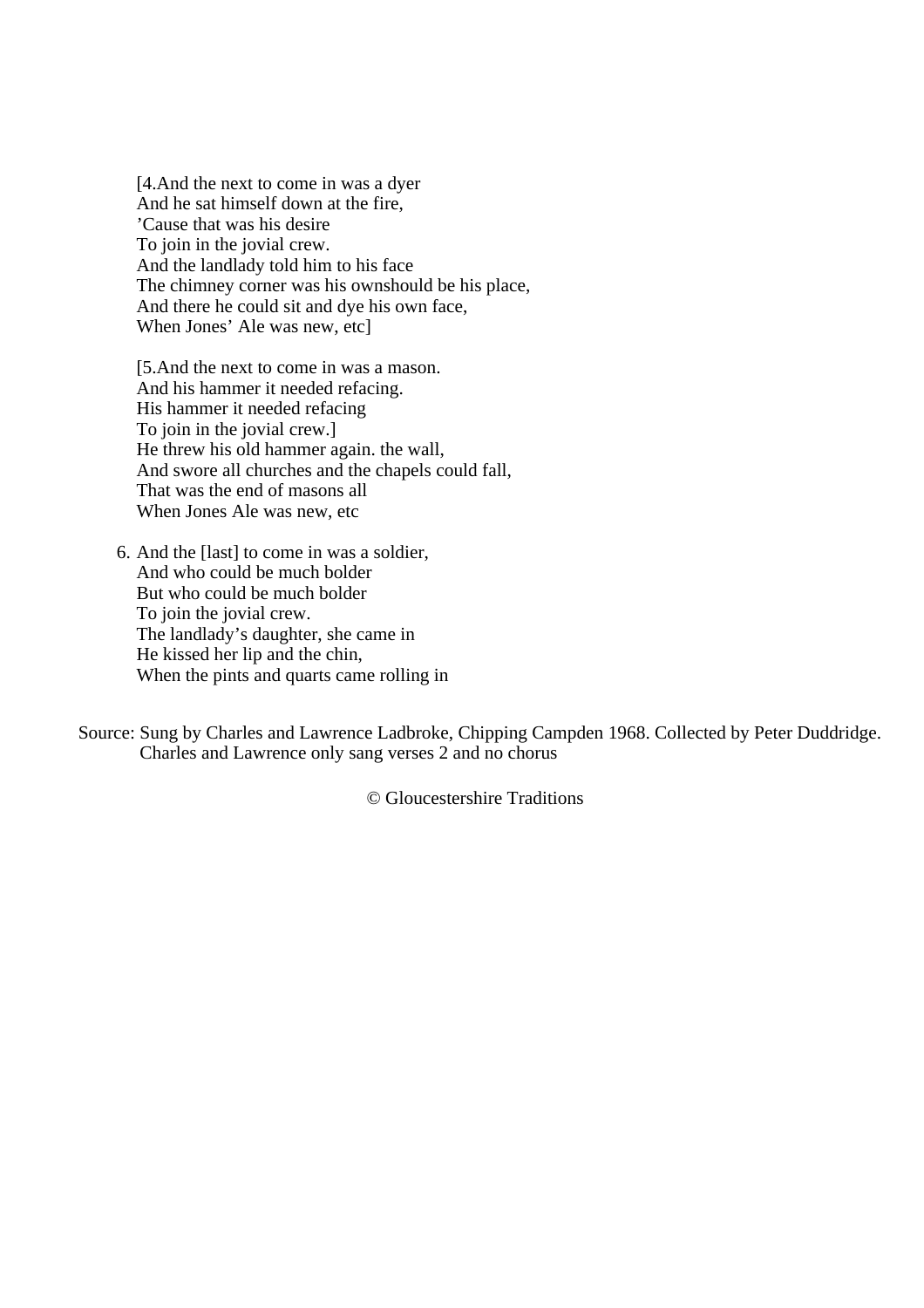[4.And the next to come in was a dyer  
And he sat himself down at the fire,  
’Cause that was his desire  
To join in the jovial crew.  
And the landlady told him to his face  
The chimney corner was his ownshould be his place,  
And there he could sit and dye his own face,  
When Jones’ Ale was new, etc]

[5.And the next to come in was a mason.  
And his hammer it needed refacing.  
His hammer it needed refacing  
To join in the jovial crew.]  
He threw his old hammer again. the wall,  
And swore all churches and the chapels could fall,  
That was the end of masons all  
When Jones Ale was new, etc

6. And the [last] to come in was a soldier,  
   And who could be much bolder  
   But who could be much bolder  
   To join the jovial crew.  
   The landlady’s daughter, she came in  
   He kissed her lip and the chin,  
   When the pints and quarts came rolling in

Source: Sung by Charles and Lawrence Ladbroke, Chipping Campden 1968. Collected by Peter Duddridge.  
Charles and Lawrence only sang verses 2 and no chorus

© Gloucestershire Traditions